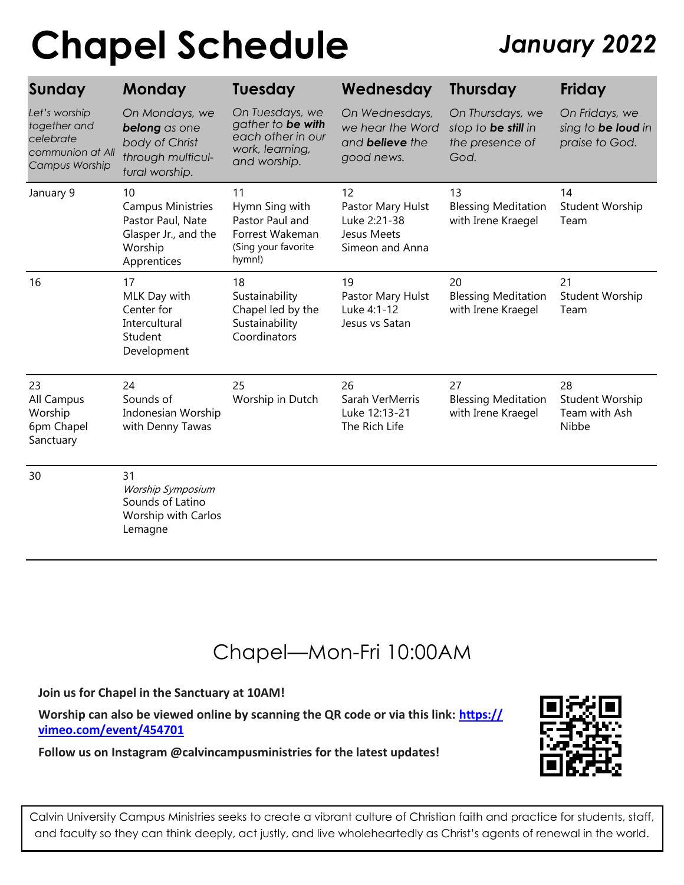# Chapel Schedule

## *January 2022*

| Sunday | Monday | Tuesday | Wednesday | Thursday | Friday |
|---|---|---|---|---|---|
| *Let's worship together and celebrate communion at All Campus Worship* | *On Mondays, we **belong** as one body of Christ through multicultural worship.* | *On Tuesdays, we gather to **be with** each other in our work, learning, and worship.* | *On Wednesdays, we hear the Word and **believe** the good news.* | *On Thursdays, we stop to **be still** in the presence of God.* | *On Fridays, we sing to **be loud** in praise to God.* |
| January 9 | 10<br>Campus Ministries Pastor Paul, Nate Glasper Jr., and the Worship Apprentices | 11<br>Hymn Sing with Pastor Paul and Forrest Wakeman (Sing your favorite hymn!) | 12<br>Pastor Mary Hulst<br>Luke 2:21-38<br>Jesus Meets Simeon and Anna | 13<br>Blessing Meditation with Irene Kraegel | 14<br>Student Worship Team |
| 16 | 17<br>MLK Day with Center for Intercultural Student Development | 18<br>Sustainability Chapel led by the Sustainability Coordinators | 19<br>Pastor Mary Hulst<br>Luke 4:1-12<br>Jesus vs Satan | 20<br>Blessing Meditation with Irene Kraegel | 21<br>Student Worship Team |
| 23<br>All Campus Worship<br>6pm Chapel Sanctuary | 24<br>Sounds of Indonesian Worship with Denny Tawas | 25<br>Worship in Dutch | 26<br>Sarah VerMerris<br>Luke 12:13-21<br>The Rich Life | 27<br>Blessing Meditation with Irene Kraegel | 28<br>Student Worship Team with Ash Nibbe |
| 30 | 31<br>*Worship Symposium*<br>Sounds of Latino Worship with Carlos Lemagne | | | | |

## Chapel—Mon-Fri 10:00AM

**Join us for Chapel in the Sanctuary at 10AM!**

**Worship can also be viewed online by scanning the QR code or via this link: https://vimeo.com/event/454701**

**Follow us on Instagram @calvincampusministries for the latest updates!**

Calvin University Campus Ministries seeks to create a vibrant culture of Christian faith and practice for students, staff, and faculty so they can think deeply, act justly, and live wholeheartedly as Christ's agents of renewal in the world.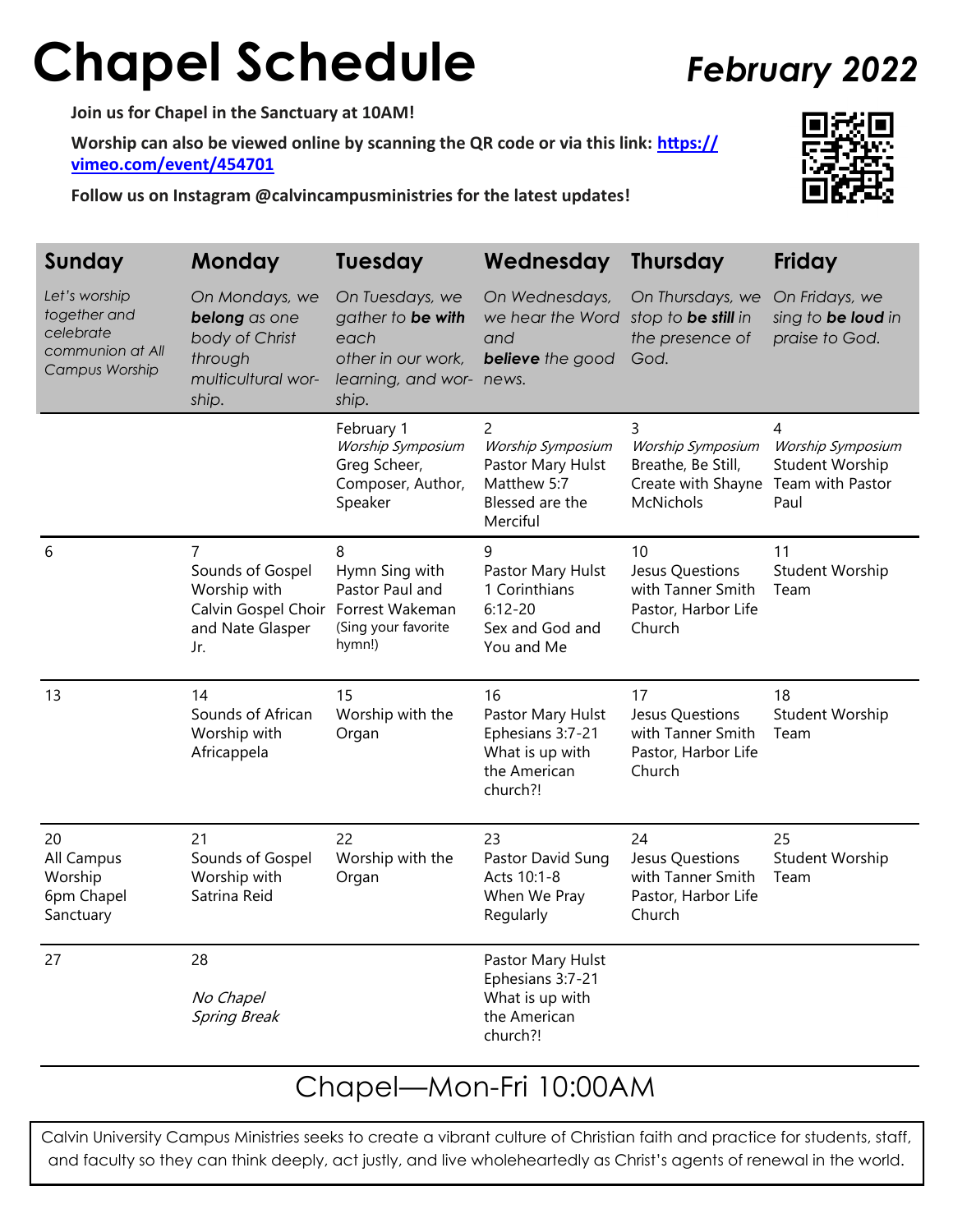# Chapel Schedule

## *February 2022*

**Join us for Chapel in the Sanctuary at 10AM!**

**Worship can also be viewed online by scanning the QR code or via this link: https://vimeo.com/event/454701**

**Follow us on Instagram @calvincampusministries for the latest updates!**

| Sunday | Monday | Tuesday | Wednesday | Thursday | Friday |
|---|---|---|---|---|---|
| *Let's worship together and celebrate communion at All Campus Worship* | *On Mondays, we **belong** as one body of Christ through multicultural worship.* | *On Tuesdays, we gather to **be with** each other in our work, learning, and worship.* | *On Wednesdays, we hear the Word and **believe** the good news.* | *On Thursdays, we stop to **be still** in the presence of God.* | *On Fridays, we sing to **be loud** in praise to God.* |
| | | February 1<br>*Worship Symposium*<br>Greg Scheer, Composer, Author, Speaker | 2<br>*Worship Symposium*<br>Pastor Mary Hulst<br>Matthew 5:7<br>Blessed are the Merciful | 3<br>*Worship Symposium*<br>Breathe, Be Still, Create with Shayne McNichols | 4<br>*Worship Symposium*<br>Student Worship Team with Pastor Paul |
| 6 | 7<br>Sounds of Gospel Worship with Calvin Gospel Choir and Nate Glasper Jr. | 8<br>Hymn Sing with Pastor Paul and Forrest Wakeman<br>(Sing your favorite hymn!) | 9<br>Pastor Mary Hulst<br>1 Corinthians 6:12-20<br>Sex and God and You and Me | 10<br>Jesus Questions with Tanner Smith Pastor, Harbor Life Church | 11<br>Student Worship Team |
| 13 | 14<br>Sounds of African Worship with Africappela | 15<br>Worship with the Organ | 16<br>Pastor Mary Hulst<br>Ephesians 3:7-21<br>What is up with the American church?! | 17<br>Jesus Questions with Tanner Smith Pastor, Harbor Life Church | 18<br>Student Worship Team |
| 20<br>All Campus Worship<br>6pm Chapel Sanctuary | 21<br>Sounds of Gospel Worship with Satrina Reid | 22<br>Worship with the Organ | 23<br>Pastor David Sung<br>Acts 10:1-8<br>When We Pray Regularly | 24<br>Jesus Questions with Tanner Smith Pastor, Harbor Life Church | 25<br>Student Worship Team |
| 27 | 28<br>*No Chapel*<br>*Spring Break* | | Pastor Mary Hulst<br>Ephesians 3:7-21<br>What is up with the American church?! | | |

## Chapel—Mon-Fri 10:00AM

Calvin University Campus Ministries seeks to create a vibrant culture of Christian faith and practice for students, staff, and faculty so they can think deeply, act justly, and live wholeheartedly as Christ's agents of renewal in the world.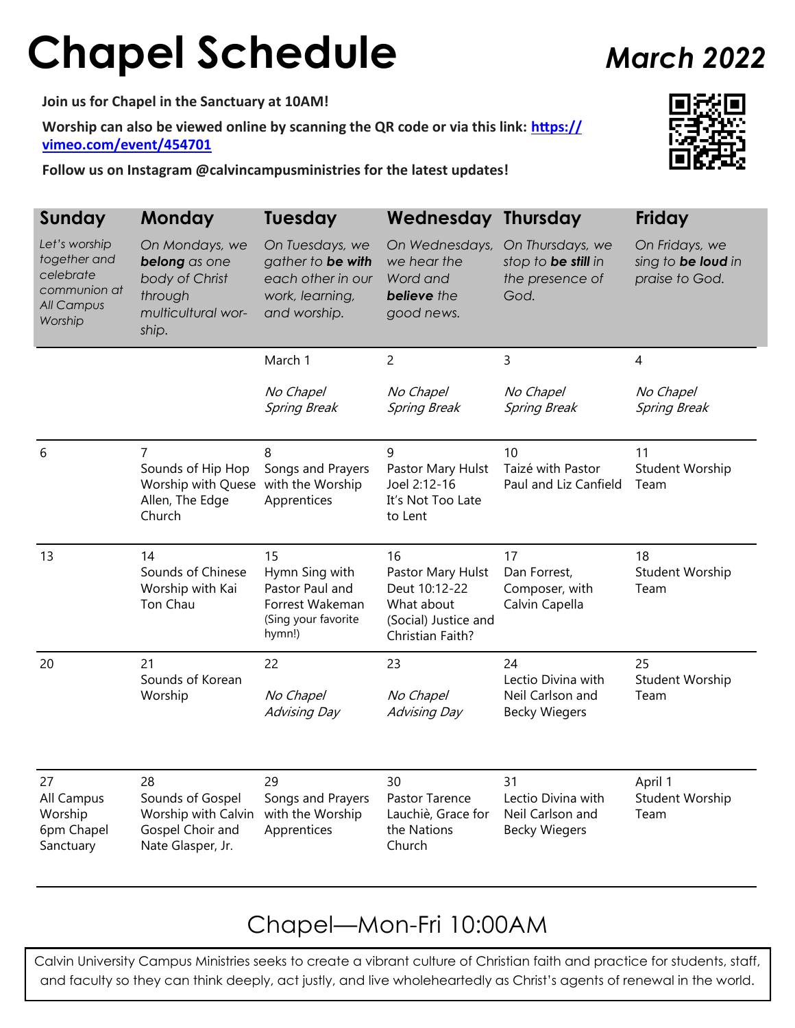# Chapel Schedule

*March 2022*

**Join us for Chapel in the Sanctuary at 10AM!**

**Worship can also be viewed online by scanning the QR code or via this link: [https://vimeo.com/event/454701](https://vimeo.com/event/454701)**

**Follow us on Instagram @calvincampusministries for the latest updates!**

| Sunday | Monday | Tuesday | Wednesday | Thursday | Friday |
|---|---|---|---|---|---|
| *Let's worship together and celebrate communion at All Campus Worship* | *On Mondays, we **belong** as one body of Christ through multicultural worship.* | *On Tuesdays, we gather to **be with** each other in our work, learning, and worship.* | *On Wednesdays, we hear the Word and **believe** the good news.* | *On Thursdays, we stop to **be still** in the presence of God.* | *On Fridays, we sing to **be loud** in praise to God.* |
| | | March 1<br>*No Chapel Spring Break* | 2<br>*No Chapel Spring Break* | 3<br>*No Chapel Spring Break* | 4<br>*No Chapel Spring Break* |
| 6 | 7<br>Sounds of Hip Hop Worship with Quese Allen, The Edge Church | 8<br>Songs and Prayers with the Worship Apprentices | 9<br>Pastor Mary Hulst Joel 2:12-16 It's Not Too Late to Lent | 10<br>Taizé with Pastor Paul and Liz Canfield | 11<br>Student Worship Team |
| 13 | 14<br>Sounds of Chinese Worship with Kai Ton Chau | 15<br>Hymn Sing with Pastor Paul and Forrest Wakeman (Sing your favorite hymn!) | 16<br>Pastor Mary Hulst Deut 10:12-22 What about (Social) Justice and Christian Faith? | 17<br>Dan Forrest, Composer, with Calvin Capella | 18<br>Student Worship Team |
| 20 | 21<br>Sounds of Korean Worship | 22<br>*No Chapel Advising Day* | 23<br>*No Chapel Advising Day* | 24<br>Lectio Divina with Neil Carlson and Becky Wiegers | 25<br>Student Worship Team |
| 27<br>All Campus Worship 6pm Chapel Sanctuary | 28<br>Sounds of Gospel Worship with Calvin Gospel Choir and Nate Glasper, Jr. | 29<br>Songs and Prayers with the Worship Apprentices | 30<br>Pastor Tarence Lauchiè, Grace for the Nations Church | 31<br>Lectio Divina with Neil Carlson and Becky Wiegers | April 1<br>Student Worship Team |

## Chapel—Mon-Fri 10:00AM

Calvin University Campus Ministries seeks to create a vibrant culture of Christian faith and practice for students, staff, and faculty so they can think deeply, act justly, and live wholeheartedly as Christ's agents of renewal in the world.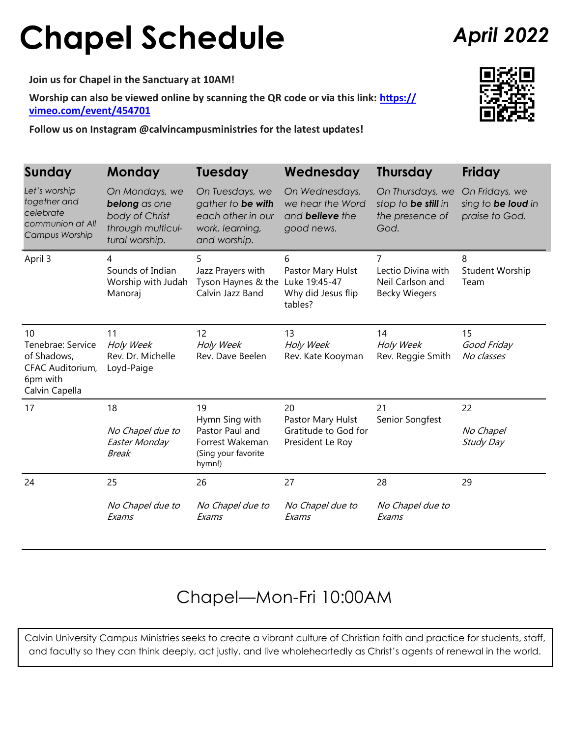# Chapel Schedule

## *April 2022*

**Join us for Chapel in the Sanctuary at 10AM!**

**Worship can also be viewed online by scanning the QR code or via this link: https://vimeo.com/event/454701**

**Follow us on Instagram @calvincampusministries for the latest updates!**

| Sunday | Monday | Tuesday | Wednesday | Thursday | Friday |
|---|---|---|---|---|---|
| *Let's worship together and celebrate communion at All Campus Worship* | *On Mondays, we **belong** as one body of Christ through multicultural worship.* | *On Tuesdays, we gather to **be with** each other in our work, learning, and worship.* | *On Wednesdays, we hear the Word and **believe** the good news.* | *On Thursdays, we stop to **be still** in the presence of God.* | *On Fridays, we sing to **be loud** in praise to God.* |
| April 3 | 4<br>Sounds of Indian Worship with Judah Manoraj | 5<br>Jazz Prayers with Tyson Haynes & the Calvin Jazz Band | 6<br>Pastor Mary Hulst<br>Luke 19:45-47<br>Why did Jesus flip tables? | 7<br>Lectio Divina with Neil Carlson and Becky Wiegers | 8<br>Student Worship Team |
| 10<br>Tenebrae: Service of Shadows, CFAC Auditorium, 6pm with Calvin Capella | 11<br>*Holy Week*<br>Rev. Dr. Michelle Loyd-Paige | 12<br>*Holy Week*<br>Rev. Dave Beelen | 13<br>*Holy Week*<br>Rev. Kate Kooyman | 14<br>*Holy Week*<br>Rev. Reggie Smith | 15<br>*Good Friday*<br>*No classes* |
| 17 | 18<br>*No Chapel due to Easter Monday Break* | 19<br>Hymn Sing with Pastor Paul and Forrest Wakeman<br>(Sing your favorite hymn!) | 20<br>Pastor Mary Hulst<br>Gratitude to God for President Le Roy | 21<br>Senior Songfest | 22<br>*No Chapel*<br>*Study Day* |
| 24 | 25<br>*No Chapel due to Exams* | 26<br>*No Chapel due to Exams* | 27<br>*No Chapel due to Exams* | 28<br>*No Chapel due to Exams* | 29 |

## Chapel—Mon-Fri 10:00AM

Calvin University Campus Ministries seeks to create a vibrant culture of Christian faith and practice for students, staff, and faculty so they can think deeply, act justly, and live wholeheartedly as Christ's agents of renewal in the world.